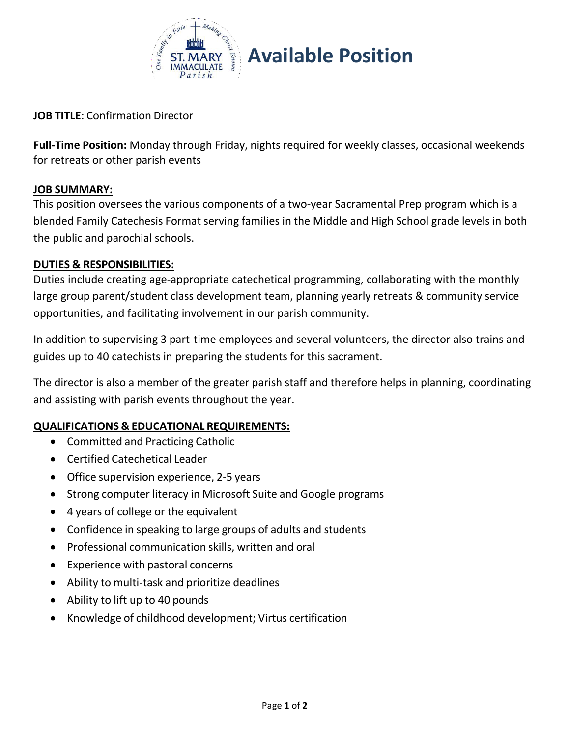# Available Position

**JOB TITLE**: Confirmation Director

**Full-Time Position:** Monday through Friday, nights required for weekly classes, occasional weekends for retreats or other parish events

**JOB SUMMARY:**

This position oversees the various components of a two-year Sacramental Prep program which is a blended Family Catechesis Format serving families in the Middle and High School grade levels in both the public and parochial schools.

**DUTIES & RESPONSIBILITIES:**

Duties include creating age-appropriate catechetical programming, collaborating with the monthly large group parent/student class development team, planning yearly retreats & community service opportunities, and facilitating involvement in our parish community.

In addition to supervising 3 part-time employees and several volunteers, the director also trains and guides up to 40 catechists in preparing the students for this sacrament.

The director is also a member of the greater parish staff and therefore helps in planning, coordinating and assisting with parish events throughout the year.

**QUALIFICATIONS & EDUCATIONAL REQUIREMENTS:**

- Committed and Practicing Catholic
- Certified Catechetical Leader
- Office supervision experience, 2-5 years
- Strong computer literacy in Microsoft Suite and Google programs
- 4 years of college or the equivalent
- Confidence in speaking to large groups of adults and students
- Professional communication skills, written and oral
- Experience with pastoral concerns
- Ability to multi-task and prioritize deadlines
- Ability to lift up to 40 pounds
- Knowledge of childhood development; Virtus certification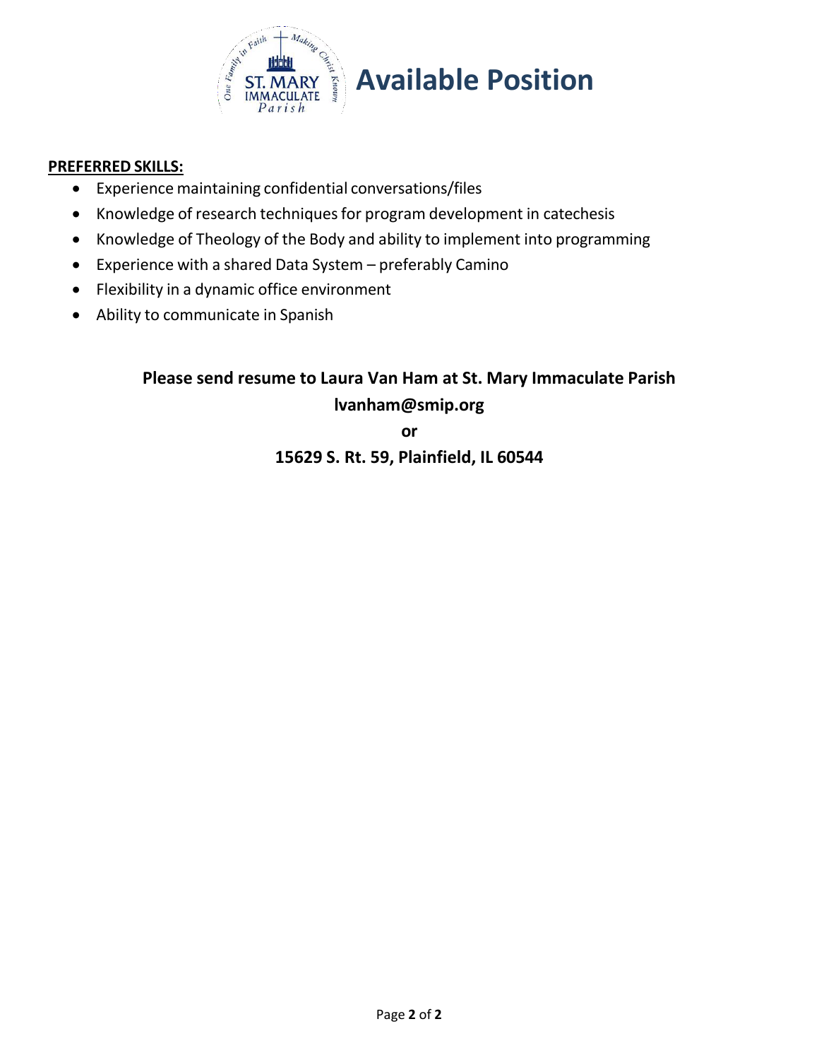# Available Position

**PREFERRED SKILLS:**

- Experience maintaining confidential conversations/files
- Knowledge of research techniques for program development in catechesis
- Knowledge of Theology of the Body and ability to implement into programming
- Experience with a shared Data System – preferably Camino
- Flexibility in a dynamic office environment
- Ability to communicate in Spanish

**Please send resume to Laura Van Ham at St. Mary Immaculate Parish**

**lvanham@smip.org**

**or**

**15629 S. Rt. 59, Plainfield, IL 60544**